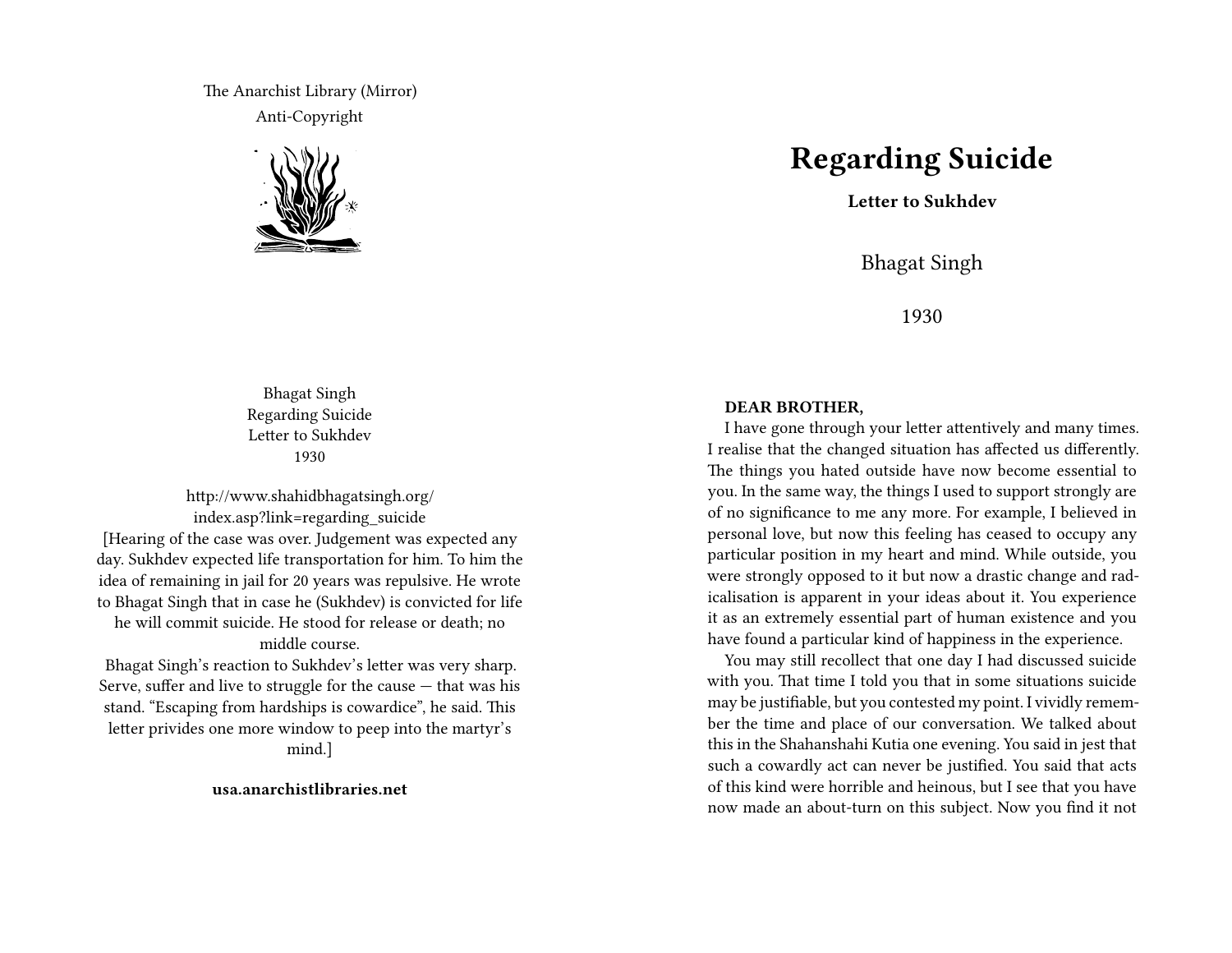The Anarchist Library (Mirror)
Anti-Copyright

Bhagat Singh
Regarding Suicide
Letter to Sukhdev
1930

http://www.shahidbhagatsingh.org/index.asp?link=regarding_suicide
[Hearing of the case was over. Judgement was expected any day. Sukhdev expected life transportation for him. To him the idea of remaining in jail for 20 years was repulsive. He wrote to Bhagat Singh that in case he (Sukhdev) is convicted for life he will commit suicide. He stood for release or death; no middle course.
Bhagat Singh's reaction to Sukhdev's letter was very sharp. Serve, suffer and live to struggle for the cause — that was his stand. "Escaping from hardships is cowardice", he said. This letter privides one more window to peep into the martyr's mind.]

**usa.anarchistlibraries.net**

# Regarding Suicide

**Letter to Sukhdev**

Bhagat Singh

1930

**DEAR BROTHER,**

I have gone through your letter attentively and many times. I realise that the changed situation has affected us differently. The things you hated outside have now become essential to you. In the same way, the things I used to support strongly are of no significance to me any more. For example, I believed in personal love, but now this feeling has ceased to occupy any particular position in my heart and mind. While outside, you were strongly opposed to it but now a drastic change and radicalisation is apparent in your ideas about it. You experience it as an extremely essential part of human existence and you have found a particular kind of happiness in the experience.

You may still recollect that one day I had discussed suicide with you. That time I told you that in some situations suicide may be justifiable, but you contested my point. I vividly remember the time and place of our conversation. We talked about this in the Shahanshahi Kutia one evening. You said in jest that such a cowardly act can never be justified. You said that acts of this kind were horrible and heinous, but I see that you have now made an about-turn on this subject. Now you find it not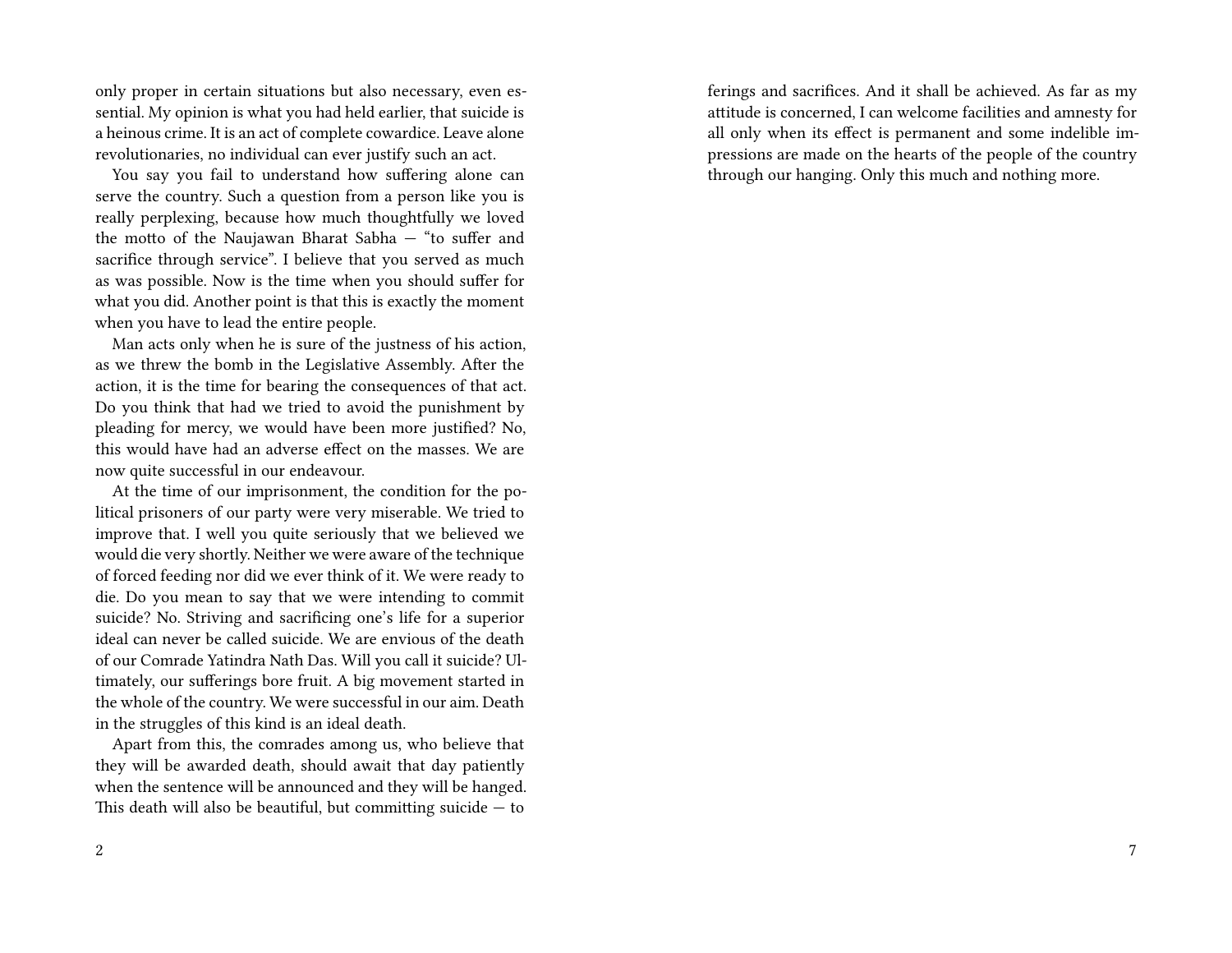only proper in certain situations but also necessary, even essential. My opinion is what you had held earlier, that suicide is a heinous crime. It is an act of complete cowardice. Leave alone revolutionaries, no individual can ever justify such an act.

You say you fail to understand how suffering alone can serve the country. Such a question from a person like you is really perplexing, because how much thoughtfully we loved the motto of the Naujawan Bharat Sabha — "to suffer and sacrifice through service". I believe that you served as much as was possible. Now is the time when you should suffer for what you did. Another point is that this is exactly the moment when you have to lead the entire people.

Man acts only when he is sure of the justness of his action, as we threw the bomb in the Legislative Assembly. After the action, it is the time for bearing the consequences of that act. Do you think that had we tried to avoid the punishment by pleading for mercy, we would have been more justified? No, this would have had an adverse effect on the masses. We are now quite successful in our endeavour.

At the time of our imprisonment, the condition for the political prisoners of our party were very miserable. We tried to improve that. I well you quite seriously that we believed we would die very shortly. Neither we were aware of the technique of forced feeding nor did we ever think of it. We were ready to die. Do you mean to say that we were intending to commit suicide? No. Striving and sacrificing one's life for a superior ideal can never be called suicide. We are envious of the death of our Comrade Yatindra Nath Das. Will you call it suicide? Ultimately, our sufferings bore fruit. A big movement started in the whole of the country. We were successful in our aim. Death in the struggles of this kind is an ideal death.

Apart from this, the comrades among us, who believe that they will be awarded death, should await that day patiently when the sentence will be announced and they will be hanged. This death will also be beautiful, but committing suicide — to

ferings and sacrifices. And it shall be achieved. As far as my attitude is concerned, I can welcome facilities and amnesty for all only when its effect is permanent and some indelible impressions are made on the hearts of the people of the country through our hanging. Only this much and nothing more.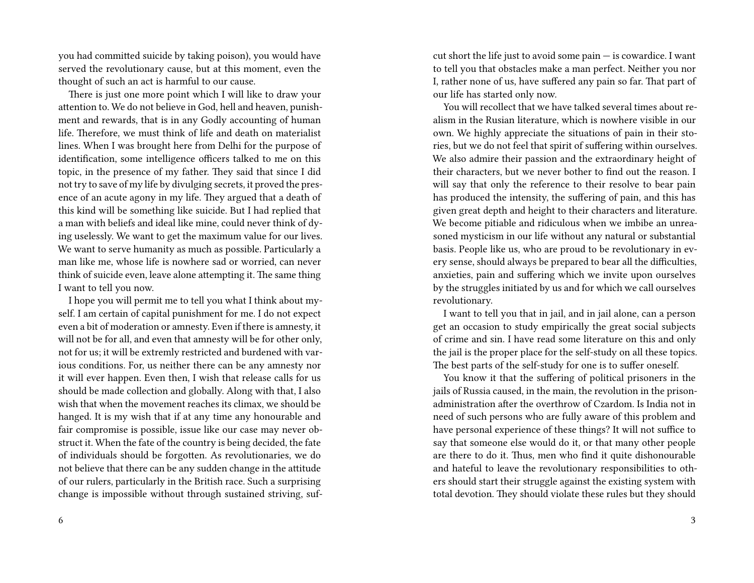you had committed suicide by taking poison), you would have served the revolutionary cause, but at this moment, even the thought of such an act is harmful to our cause.

There is just one more point which I will like to draw your attention to. We do not believe in God, hell and heaven, punishment and rewards, that is in any Godly accounting of human life. Therefore, we must think of life and death on materialist lines. When I was brought here from Delhi for the purpose of identification, some intelligence officers talked to me on this topic, in the presence of my father. They said that since I did not try to save of my life by divulging secrets, it proved the presence of an acute agony in my life. They argued that a death of this kind will be something like suicide. But I had replied that a man with beliefs and ideal like mine, could never think of dying uselessly. We want to get the maximum value for our lives. We want to serve humanity as much as possible. Particularly a man like me, whose life is nowhere sad or worried, can never think of suicide even, leave alone attempting it. The same thing I want to tell you now.

I hope you will permit me to tell you what I think about myself. I am certain of capital punishment for me. I do not expect even a bit of moderation or amnesty. Even if there is amnesty, it will not be for all, and even that amnesty will be for other only, not for us; it will be extremly restricted and burdened with various conditions. For, us neither there can be any amnesty nor it will ever happen. Even then, I wish that release calls for us should be made collection and globally. Along with that, I also wish that when the movement reaches its climax, we should be hanged. It is my wish that if at any time any honourable and fair compromise is possible, issue like our case may never obstruct it. When the fate of the country is being decided, the fate of individuals should be forgotten. As revolutionaries, we do not believe that there can be any sudden change in the attitude of our rulers, particularly in the British race. Such a surprising change is impossible without through sustained striving, suf-

cut short the life just to avoid some pain — is cowardice. I want to tell you that obstacles make a man perfect. Neither you nor I, rather none of us, have suffered any pain so far. That part of our life has started only now.

You will recollect that we have talked several times about realism in the Rusian literature, which is nowhere visible in our own. We highly appreciate the situations of pain in their stories, but we do not feel that spirit of suffering within ourselves. We also admire their passion and the extraordinary height of their characters, but we never bother to find out the reason. I will say that only the reference to their resolve to bear pain has produced the intensity, the suffering of pain, and this has given great depth and height to their characters and literature. We become pitiable and ridiculous when we imbibe an unreasoned mysticism in our life without any natural or substantial basis. People like us, who are proud to be revolutionary in every sense, should always be prepared to bear all the difficulties, anxieties, pain and suffering which we invite upon ourselves by the struggles initiated by us and for which we call ourselves revolutionary.

I want to tell you that in jail, and in jail alone, can a person get an occasion to study empirically the great social subjects of crime and sin. I have read some literature on this and only the jail is the proper place for the self-study on all these topics. The best parts of the self-study for one is to suffer oneself.

You know it that the suffering of political prisoners in the jails of Russia caused, in the main, the revolution in the prison-administration after the overthrow of Czardom. Is India not in need of such persons who are fully aware of this problem and have personal experience of these things? It will not suffice to say that someone else would do it, or that many other people are there to do it. Thus, men who find it quite dishonourable and hateful to leave the revolutionary responsibilities to others should start their struggle against the existing system with total devotion. They should violate these rules but they should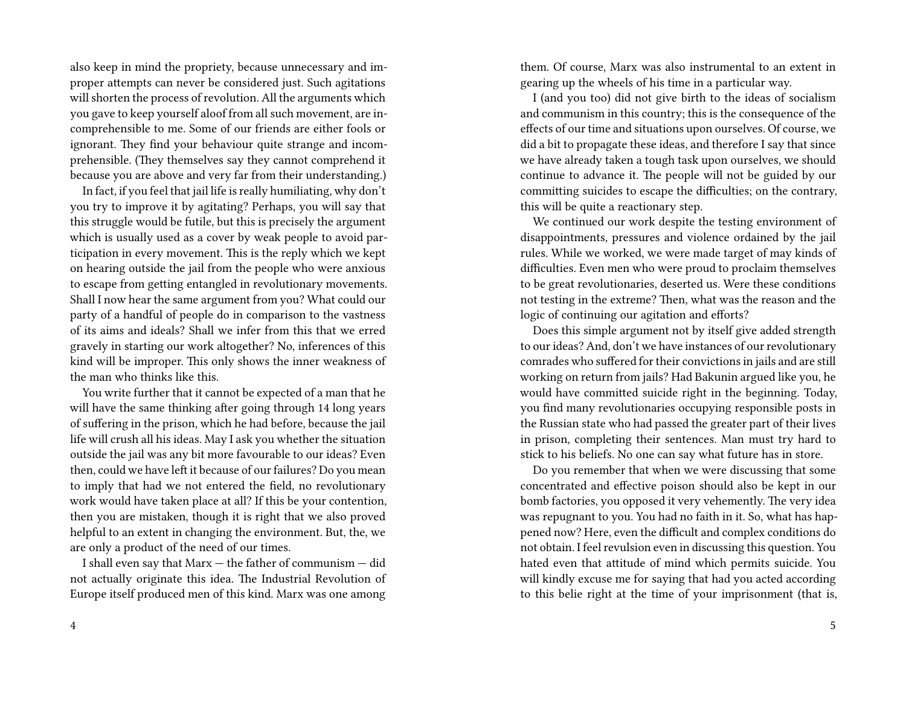also keep in mind the propriety, because unnecessary and improper attempts can never be considered just. Such agitations will shorten the process of revolution. All the arguments which you gave to keep yourself aloof from all such movement, are incomprehensible to me. Some of our friends are either fools or ignorant. They find your behaviour quite strange and incomprehensible. (They themselves say they cannot comprehend it because you are above and very far from their understanding.)

In fact, if you feel that jail life is really humiliating, why don't you try to improve it by agitating? Perhaps, you will say that this struggle would be futile, but this is precisely the argument which is usually used as a cover by weak people to avoid participation in every movement. This is the reply which we kept on hearing outside the jail from the people who were anxious to escape from getting entangled in revolutionary movements. Shall I now hear the same argument from you? What could our party of a handful of people do in comparison to the vastness of its aims and ideals? Shall we infer from this that we erred gravely in starting our work altogether? No, inferences of this kind will be improper. This only shows the inner weakness of the man who thinks like this.

You write further that it cannot be expected of a man that he will have the same thinking after going through 14 long years of suffering in the prison, which he had before, because the jail life will crush all his ideas. May I ask you whether the situation outside the jail was any bit more favourable to our ideas? Even then, could we have left it because of our failures? Do you mean to imply that had we not entered the field, no revolutionary work would have taken place at all? If this be your contention, then you are mistaken, though it is right that we also proved helpful to an extent in changing the environment. But, the, we are only a product of the need of our times.

I shall even say that Marx — the father of communism — did not actually originate this idea. The Industrial Revolution of Europe itself produced men of this kind. Marx was one among them. Of course, Marx was also instrumental to an extent in gearing up the wheels of his time in a particular way.

I (and you too) did not give birth to the ideas of socialism and communism in this country; this is the consequence of the effects of our time and situations upon ourselves. Of course, we did a bit to propagate these ideas, and therefore I say that since we have already taken a tough task upon ourselves, we should continue to advance it. The people will not be guided by our committing suicides to escape the difficulties; on the contrary, this will be quite a reactionary step.

We continued our work despite the testing environment of disappointments, pressures and violence ordained by the jail rules. While we worked, we were made target of may kinds of difficulties. Even men who were proud to proclaim themselves to be great revolutionaries, deserted us. Were these conditions not testing in the extreme? Then, what was the reason and the logic of continuing our agitation and efforts?

Does this simple argument not by itself give added strength to our ideas? And, don't we have instances of our revolutionary comrades who suffered for their convictions in jails and are still working on return from jails? Had Bakunin argued like you, he would have committed suicide right in the beginning. Today, you find many revolutionaries occupying responsible posts in the Russian state who had passed the greater part of their lives in prison, completing their sentences. Man must try hard to stick to his beliefs. No one can say what future has in store.

Do you remember that when we were discussing that some concentrated and effective poison should also be kept in our bomb factories, you opposed it very vehemently. The very idea was repugnant to you. You had no faith in it. So, what has happened now? Here, even the difficult and complex conditions do not obtain. I feel revulsion even in discussing this question. You hated even that attitude of mind which permits suicide. You will kindly excuse me for saying that had you acted according to this belie right at the time of your imprisonment (that is,